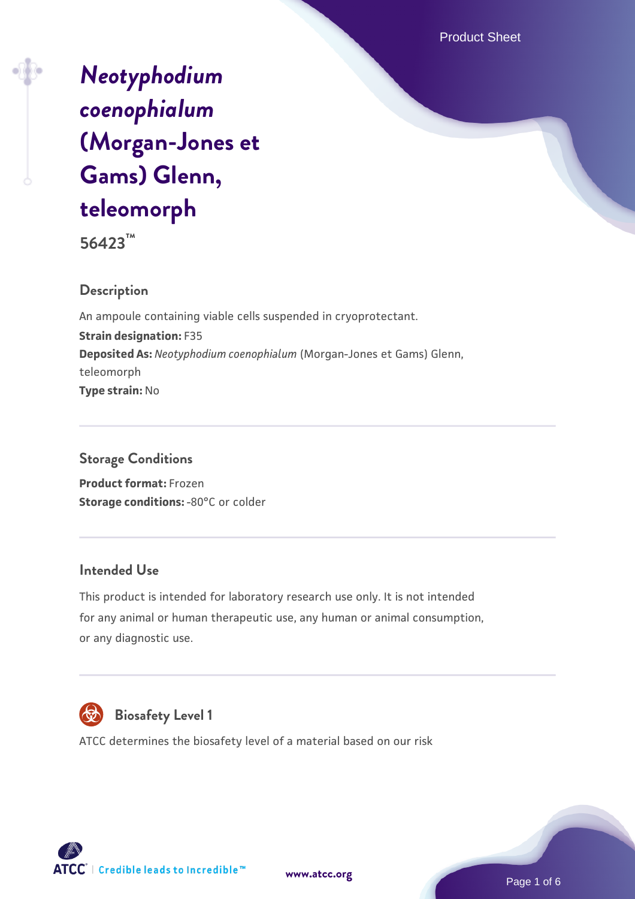# *Neotyphodium coenophialum* (Morgan-Jones et Gams) Glenn, teleomorph

**56423™**

## Description

An ampoule containing viable cells suspended in cryoprotectant.

**Strain designation:** F35

**Deposited As:** *Neotyphodium coenophialum* (Morgan-Jones et Gams) Glenn, teleomorph

**Type strain:** No

## Storage Conditions

**Product format:** Frozen

**Storage conditions:** -80°C or colder

## Intended Use

This product is intended for laboratory research use only. It is not intended for any animal or human therapeutic use, any human or animal consumption, or any diagnostic use.

## Biosafety Level 1

ATCC determines the biosafety level of a material based on our risk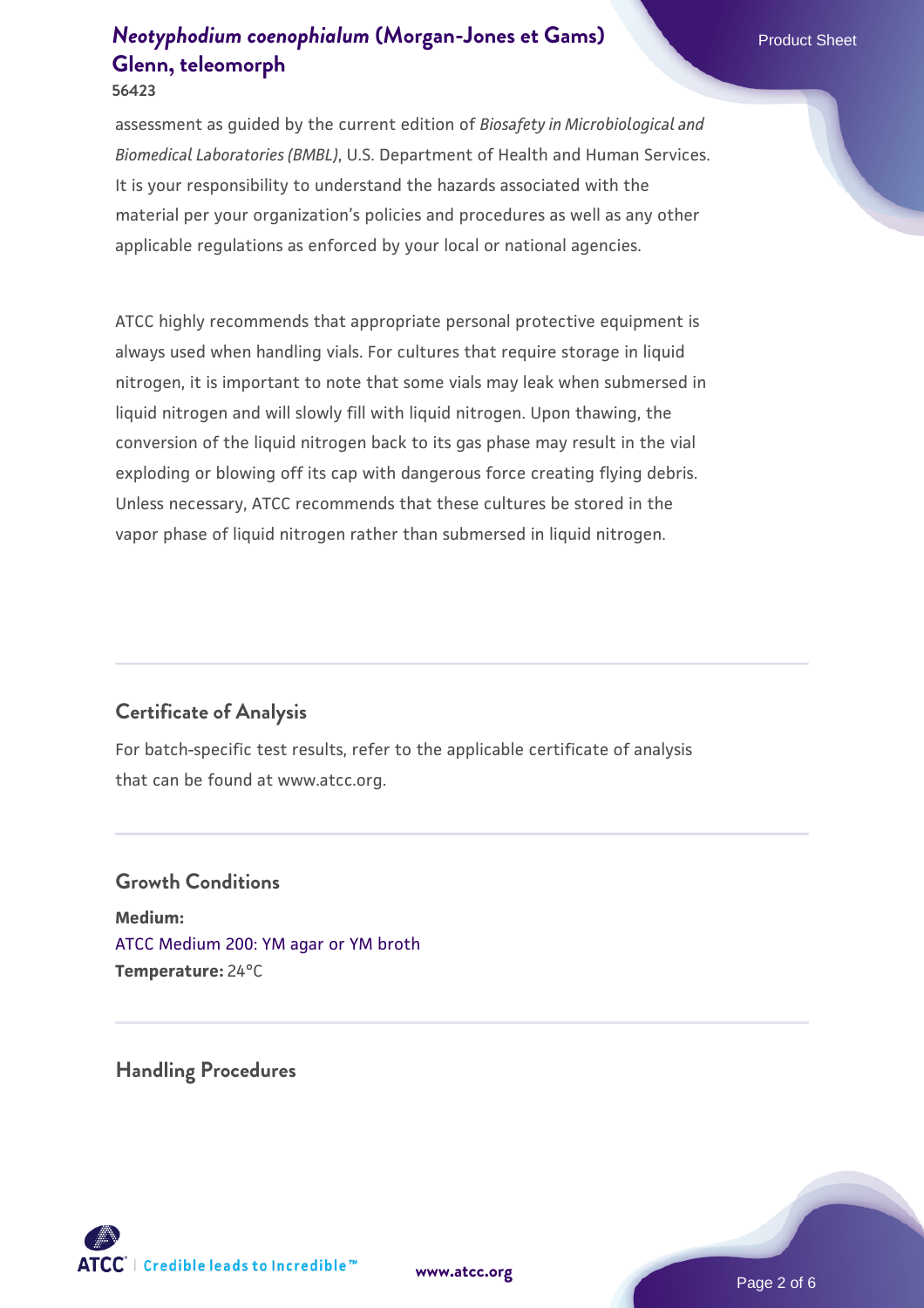assessment as guided by the current edition of *Biosafety in Microbiological and Biomedical Laboratories (BMBL)*, U.S. Department of Health and Human Services. It is your responsibility to understand the hazards associated with the material per your organization's policies and procedures as well as any other applicable regulations as enforced by your local or national agencies.

ATCC highly recommends that appropriate personal protective equipment is always used when handling vials. For cultures that require storage in liquid nitrogen, it is important to note that some vials may leak when submersed in liquid nitrogen and will slowly fill with liquid nitrogen. Upon thawing, the conversion of the liquid nitrogen back to its gas phase may result in the vial exploding or blowing off its cap with dangerous force creating flying debris. Unless necessary, ATCC recommends that these cultures be stored in the vapor phase of liquid nitrogen rather than submersed in liquid nitrogen.

## Certificate of Analysis

For batch-specific test results, refer to the applicable certificate of analysis that can be found at www.atcc.org.

## Growth Conditions

**Medium:**
ATCC Medium 200: YM agar or YM broth
**Temperature:** 24°C

## Handling Procedures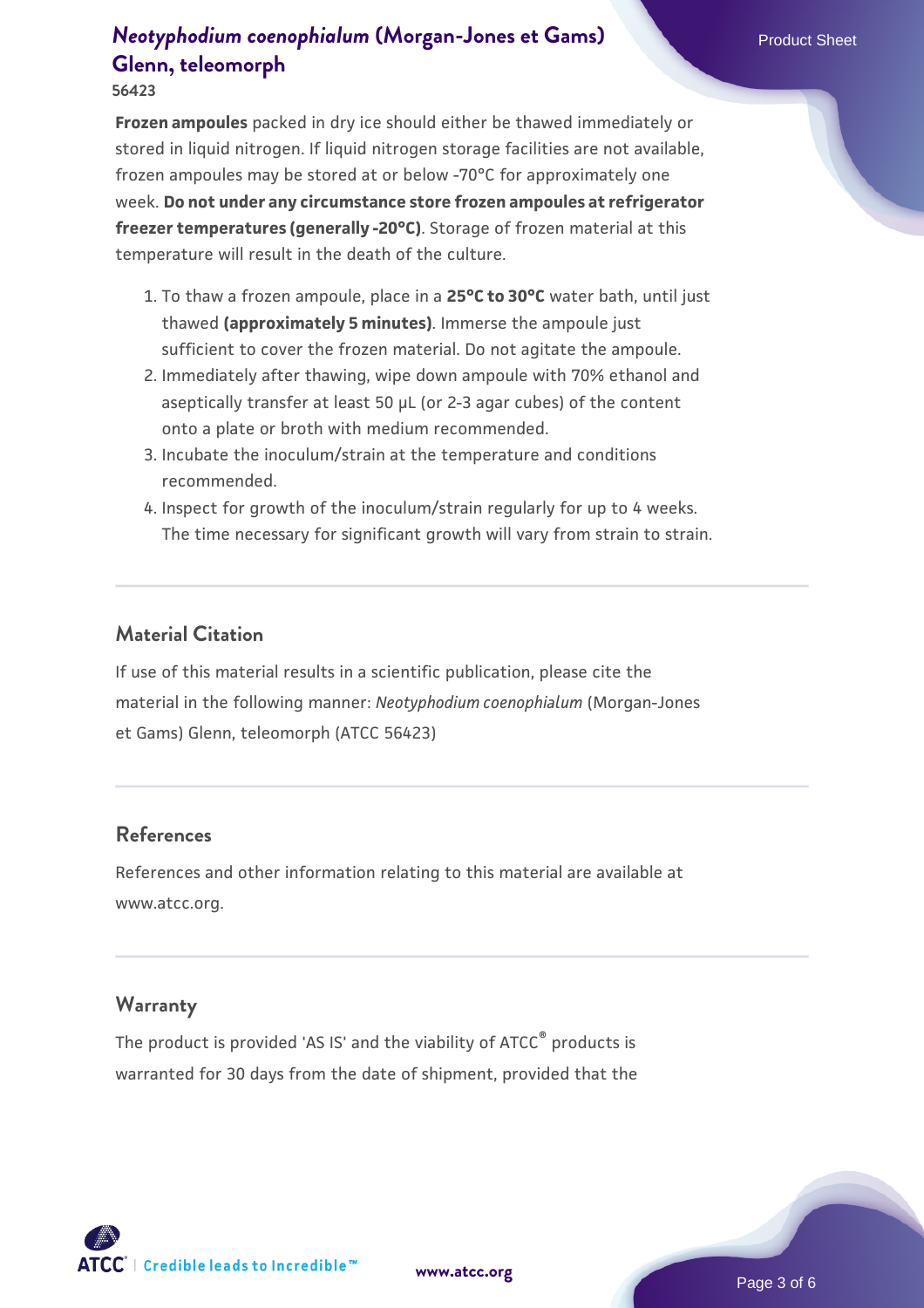**Frozen ampoules** packed in dry ice should either be thawed immediately or stored in liquid nitrogen. If liquid nitrogen storage facilities are not available, frozen ampoules may be stored at or below -70°C for approximately one week. **Do not under any circumstance store frozen ampoules at refrigerator freezer temperatures (generally -20°C)**. Storage of frozen material at this temperature will result in the death of the culture.

1. To thaw a frozen ampoule, place in a **25°C to 30°C** water bath, until just thawed **(approximately 5 minutes)**. Immerse the ampoule just sufficient to cover the frozen material. Do not agitate the ampoule.
2. Immediately after thawing, wipe down ampoule with 70% ethanol and aseptically transfer at least 50 µL (or 2-3 agar cubes) of the content onto a plate or broth with medium recommended.
3. Incubate the inoculum/strain at the temperature and conditions recommended.
4. Inspect for growth of the inoculum/strain regularly for up to 4 weeks. The time necessary for significant growth will vary from strain to strain.

## Material Citation

If use of this material results in a scientific publication, please cite the material in the following manner: *Neotyphodium coenophialum* (Morgan-Jones et Gams) Glenn, teleomorph (ATCC 56423)

## References

References and other information relating to this material are available at www.atcc.org.

## Warranty

The product is provided 'AS IS' and the viability of ATCC® products is warranted for 30 days from the date of shipment, provided that the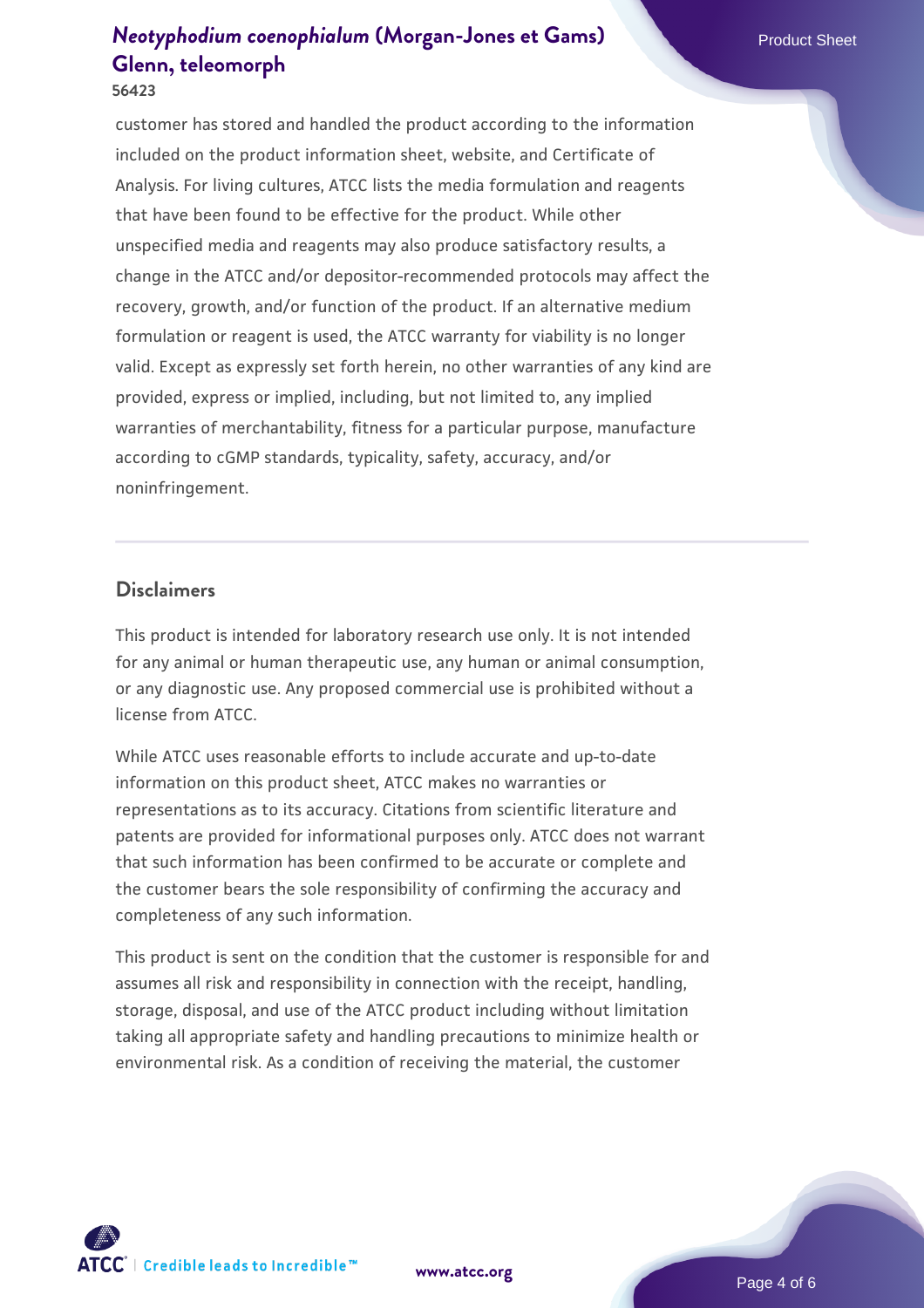customer has stored and handled the product according to the information included on the product information sheet, website, and Certificate of Analysis. For living cultures, ATCC lists the media formulation and reagents that have been found to be effective for the product. While other unspecified media and reagents may also produce satisfactory results, a change in the ATCC and/or depositor-recommended protocols may affect the recovery, growth, and/or function of the product. If an alternative medium formulation or reagent is used, the ATCC warranty for viability is no longer valid. Except as expressly set forth herein, no other warranties of any kind are provided, express or implied, including, but not limited to, any implied warranties of merchantability, fitness for a particular purpose, manufacture according to cGMP standards, typicality, safety, accuracy, and/or noninfringement.

## Disclaimers

This product is intended for laboratory research use only. It is not intended for any animal or human therapeutic use, any human or animal consumption, or any diagnostic use. Any proposed commercial use is prohibited without a license from ATCC.

While ATCC uses reasonable efforts to include accurate and up-to-date information on this product sheet, ATCC makes no warranties or representations as to its accuracy. Citations from scientific literature and patents are provided for informational purposes only. ATCC does not warrant that such information has been confirmed to be accurate or complete and the customer bears the sole responsibility of confirming the accuracy and completeness of any such information.

This product is sent on the condition that the customer is responsible for and assumes all risk and responsibility in connection with the receipt, handling, storage, disposal, and use of the ATCC product including without limitation taking all appropriate safety and handling precautions to minimize health or environmental risk. As a condition of receiving the material, the customer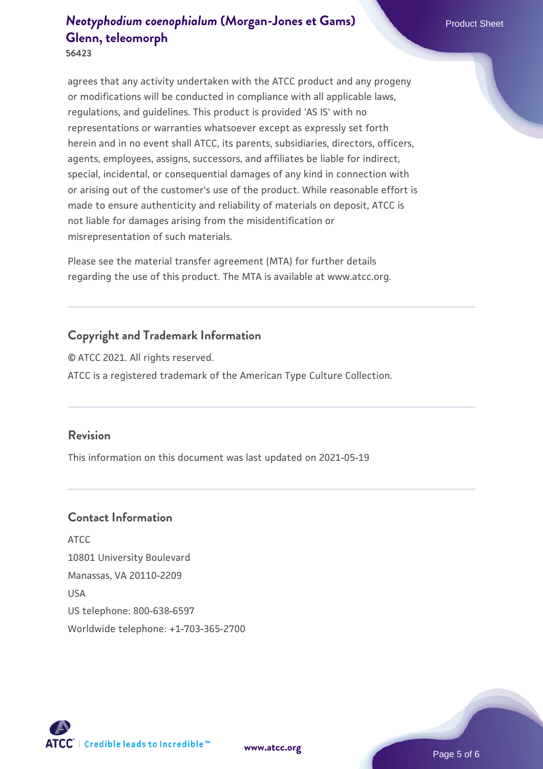agrees that any activity undertaken with the ATCC product and any progeny or modifications will be conducted in compliance with all applicable laws, regulations, and guidelines. This product is provided 'AS IS' with no representations or warranties whatsoever except as expressly set forth herein and in no event shall ATCC, its parents, subsidiaries, directors, officers, agents, employees, assigns, successors, and affiliates be liable for indirect, special, incidental, or consequential damages of any kind in connection with or arising out of the customer's use of the product. While reasonable effort is made to ensure authenticity and reliability of materials on deposit, ATCC is not liable for damages arising from the misidentification or misrepresentation of such materials.

Please see the material transfer agreement (MTA) for further details regarding the use of this product. The MTA is available at www.atcc.org.

## Copyright and Trademark Information

© ATCC 2021. All rights reserved.

ATCC is a registered trademark of the American Type Culture Collection.

## Revision

This information on this document was last updated on 2021-05-19

## Contact Information

ATCC
10801 University Boulevard
Manassas, VA 20110-2209
USA
US telephone: 800-638-6597
Worldwide telephone: +1-703-365-2700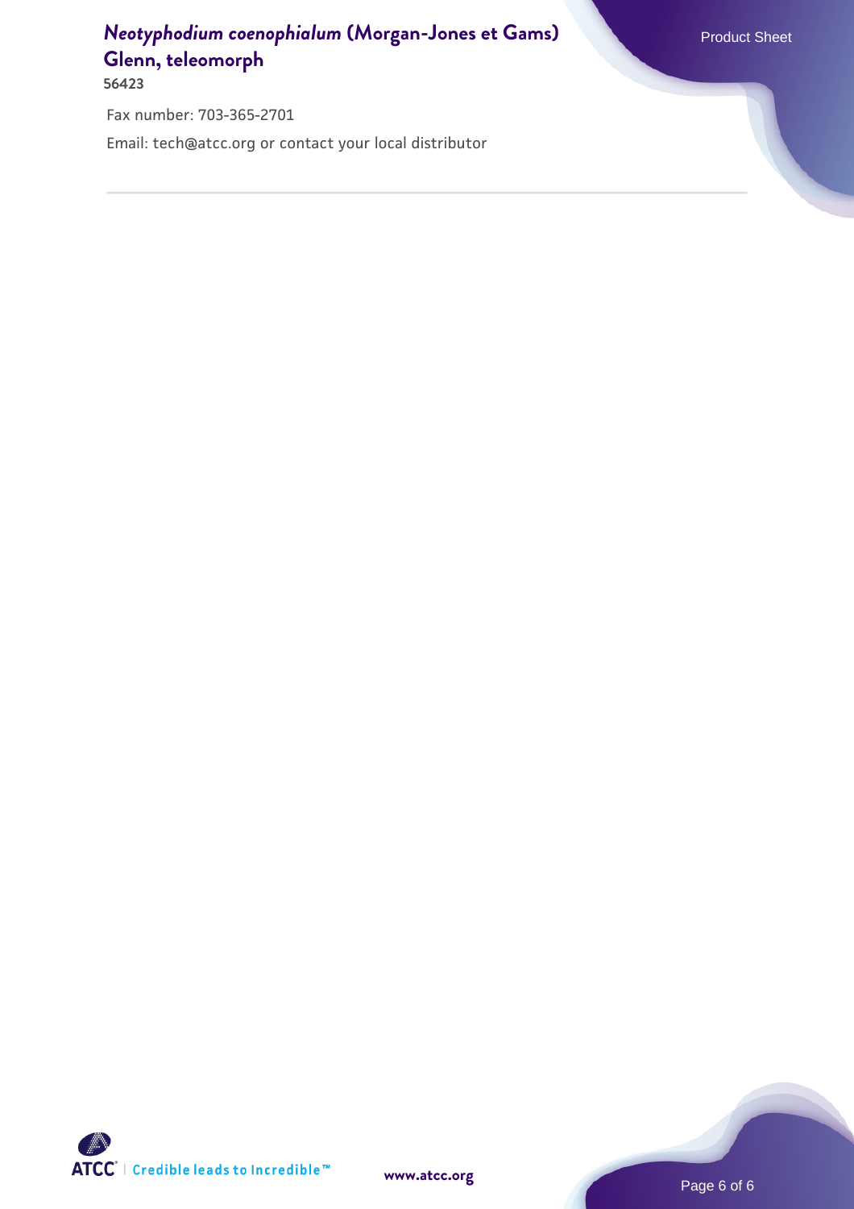Fax number: 703-365-2701

Email: tech@atcc.org or contact your local distributor